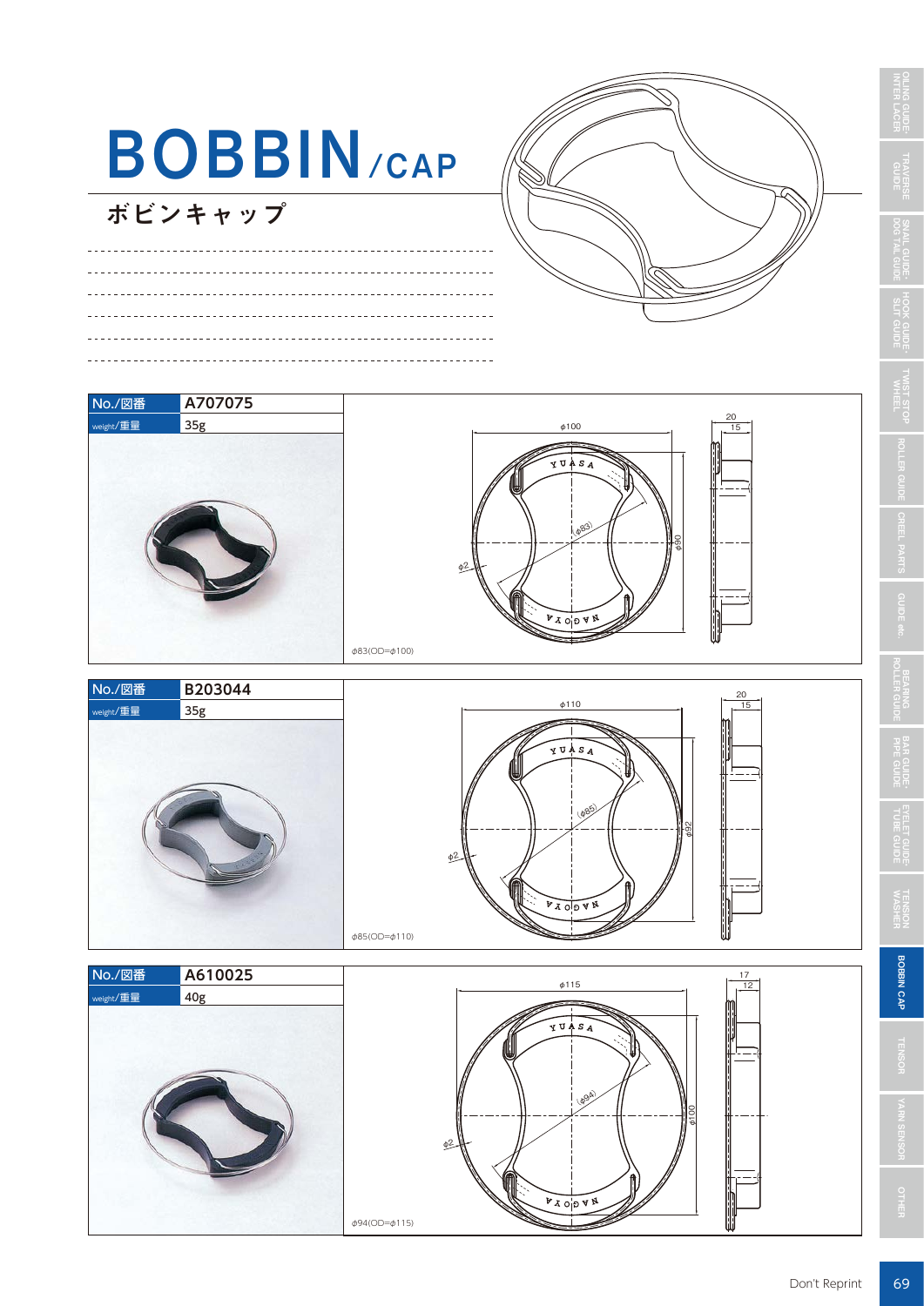# BOBBIN/CAP

## ボビンキャップ

| No./図番 | A707075 |
| --- | --- |
| weight/重量 | 35g |

ϕ83(OD=ϕ100)

| No./図番 | B203044 |
| --- | --- |
| weight/重量 | 35g |

ϕ85(OD=ϕ110)

| No./図番 | A610025 |
| --- | --- |
| weight/重量 | 40g |

ϕ94(OD=ϕ115)

Don't Reprint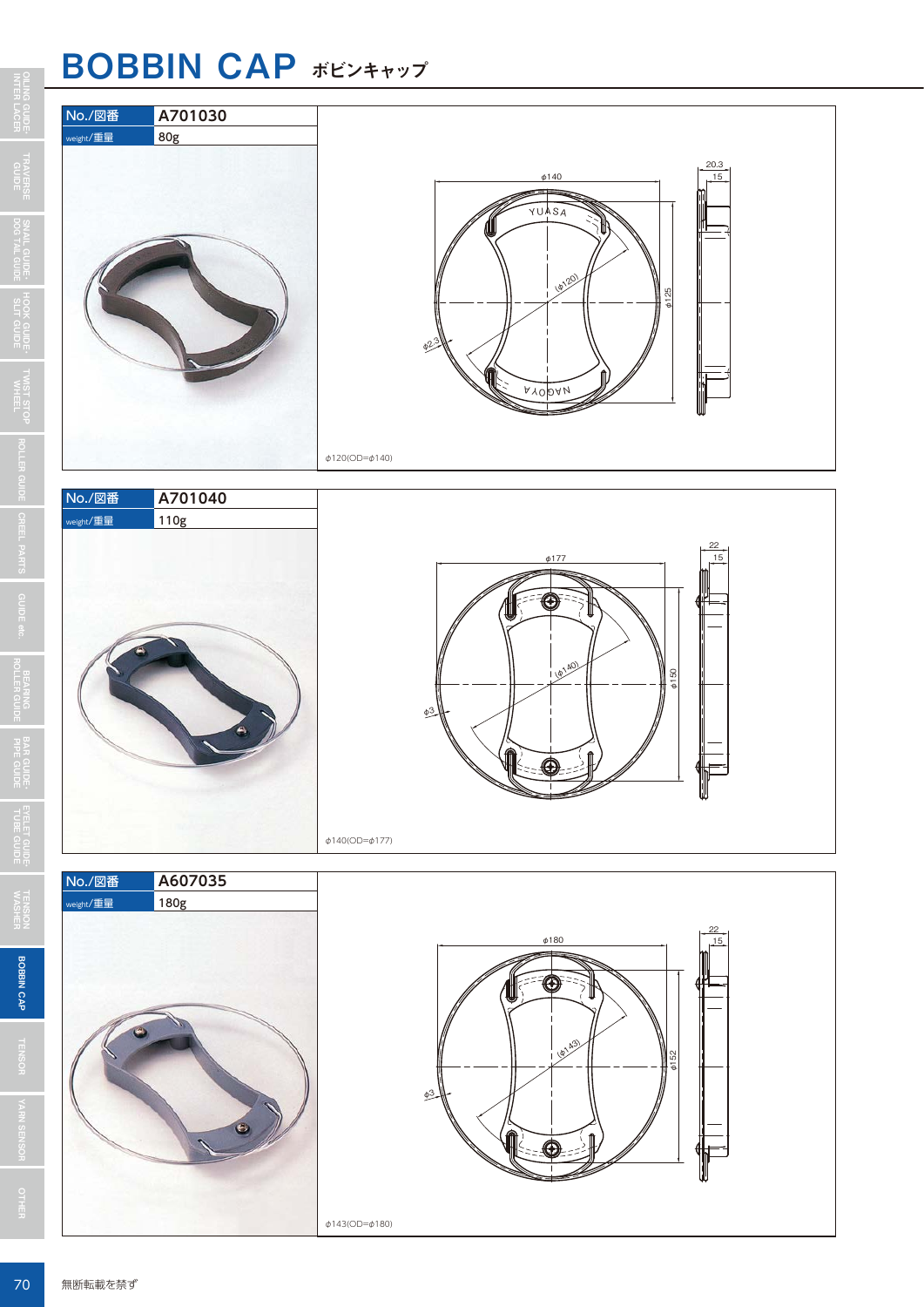# BOBBIN CAP ボビンキャップ

| No./図番 | A701030 |
| --- | --- |
| weight/重量 | 80g |

φ120(OD=φ140)

| No./図番 | A701040 |
| --- | --- |
| weight/重量 | 110g |

φ140(OD=φ177)

| No./図番 | A607035 |
| --- | --- |
| weight/重量 | 180g |

φ143(OD=φ180)

無断転載を禁ず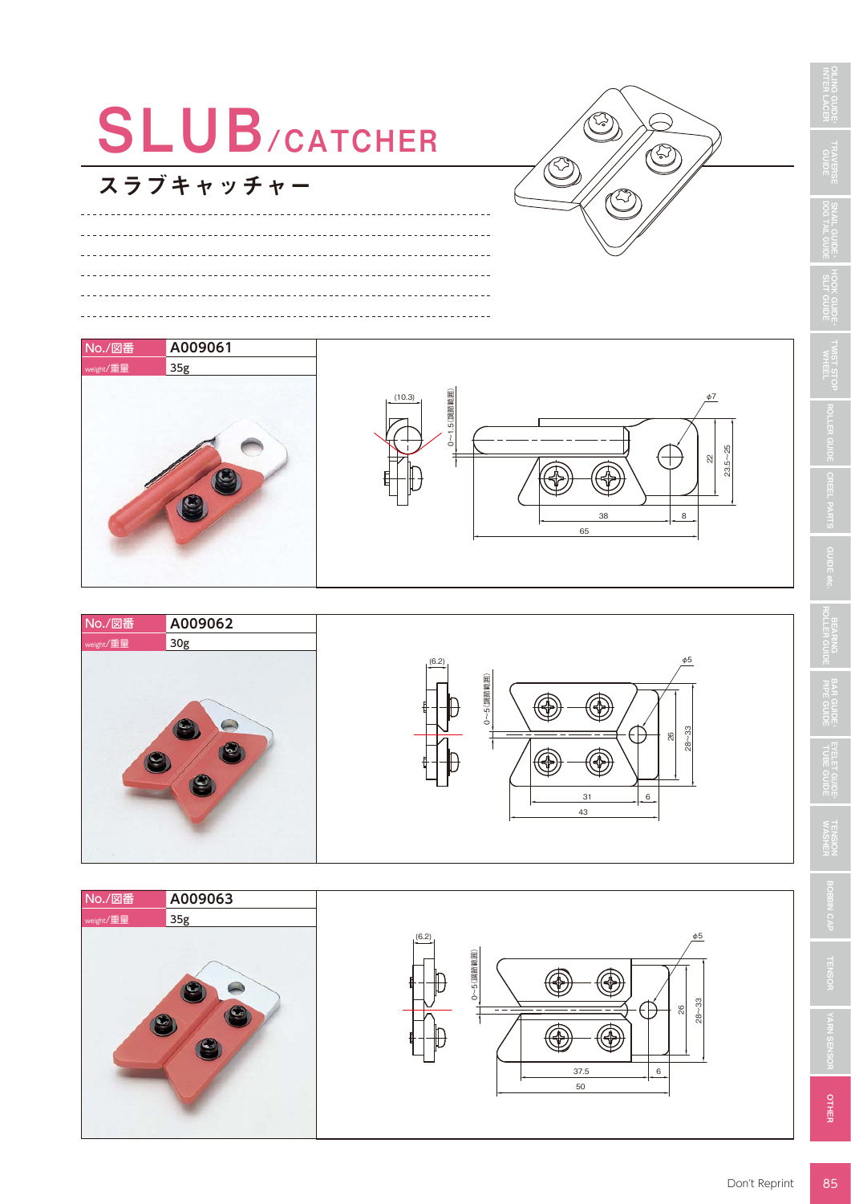# SLUB/CATCHER

## スラブキャッチャー

| No./図番 | A009061 |
|---|---|
| weight/重量 | 35g |

(10.3)
0~1.5(調節範囲)
φ7
22
23.5~25
38
8
65

| No./図番 | A009062 |
|---|---|
| weight/重量 | 30g |

(6.2)
0~5(調節範囲)
φ5
26
28~33
31
6
43

| No./図番 | A009063 |
|---|---|
| weight/重量 | 35g |

(6.2)
0~5(調節範囲)
φ5
26
28~33
37.5
6
50

Don't Reprint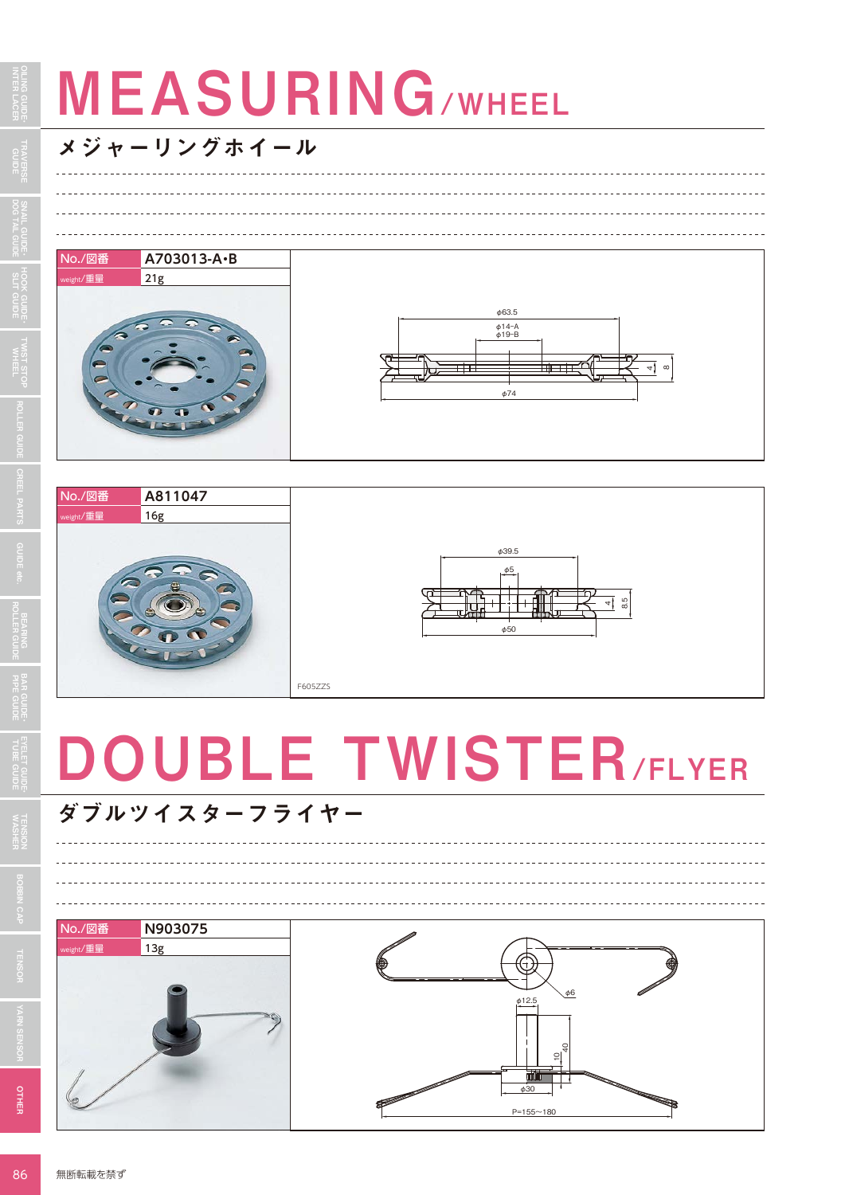# MEASURING/WHEEL

## メジャーリングホイール

| No./図番 | A703013-A•B |
| --- | --- |
| weight/重量 | 21g |

φ63.5
φ14-A
φ19-B
φ74
4
8

| No./図番 | A811047 |
| --- | --- |
| weight/重量 | 16g |

φ39.5
φ5
φ50
4
8.5

F605ZZS

# DOUBLE TWISTER/FLYER

## ダブルツイスターフライヤー

| No./図番 | N903075 |
| --- | --- |
| weight/重量 | 13g |

φ6
φ12.5
40
10
φ30
P=155～180

無断転載を禁ず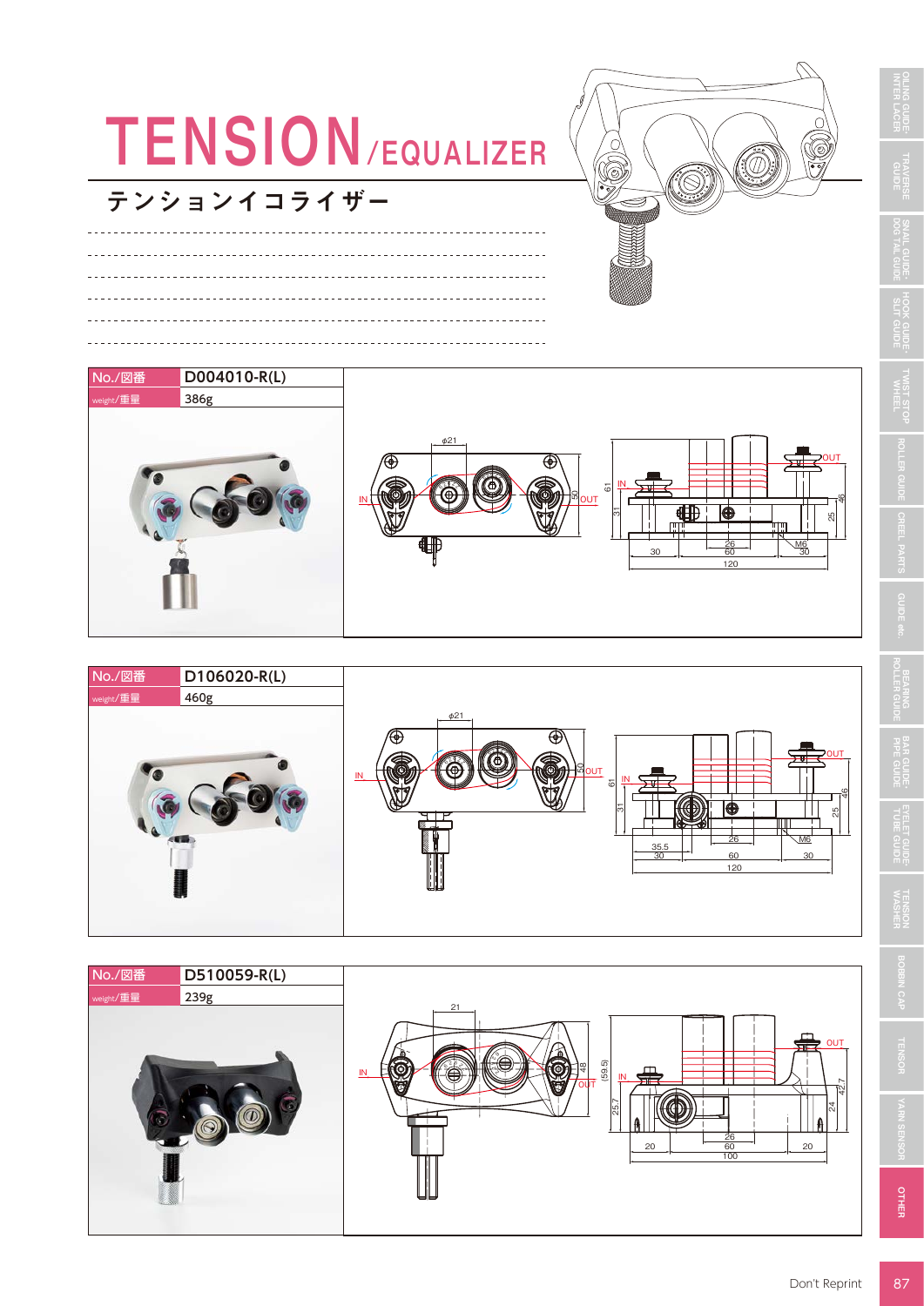# TENSION/EQUALIZER

## テンションイコライザー

| No./図番 | D004010-R(L) |
|---|---|
| weight/重量 | 386g |

φ21
IN
OUT
50
61
31
46
25
26
60
30
30
120
M6

| No./図番 | D106020-R(L) |
|---|---|
| weight/重量 | 460g |

φ21
IN
OUT
50
61
31
46
25
35.5
30
26
60
30
120
M6

| No./図番 | D510059-R(L) |
|---|---|
| weight/重量 | 239g |

21
IN
OUT
48
(59.5)
25.7
42.7
24
20
26
60
20
100

Don't Reprint